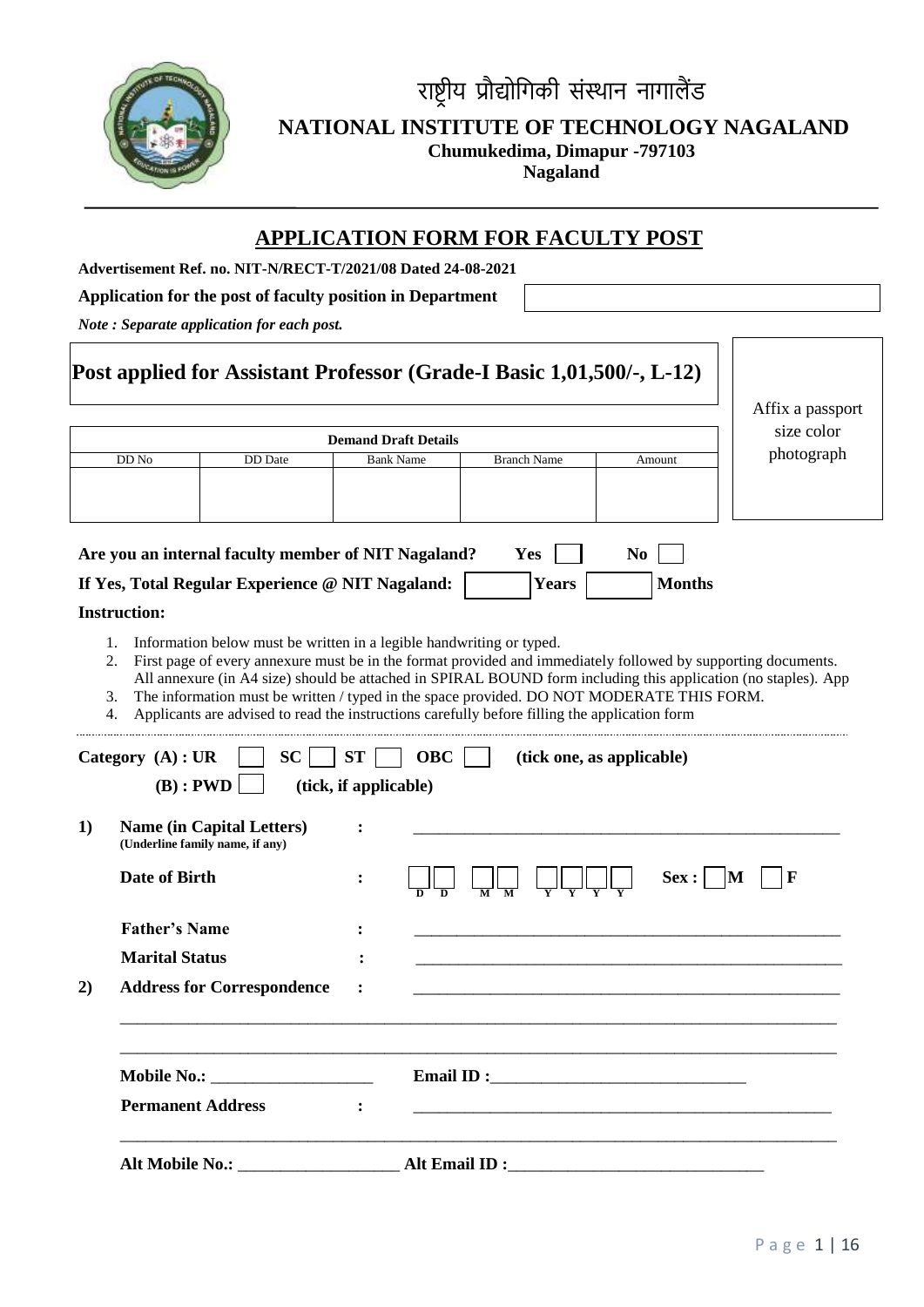# राष्ट्रीय प्रौद्योगिकी संस्थान नागालैंड

## NATIONAL INSTITUTE OF TECHNOLOGY NAGALAND

**Chumukedima, Dimapur -797103**
**Nagaland**

## APPLICATION FORM FOR FACULTY POST

**Advertisement Ref. no. NIT-N/RECT-T/2021/08 Dated 24-08-2021**

**Application for the post of faculty position in Department** \_\_\_\_\_\_\_\_\_\_\_\_\_\_\_\_

*Note : Separate application for each post.*

**Post applied for Assistant Professor (Grade-I Basic 1,01,500/-, L-12)**

Affix a passport size color photograph

| Demand Draft Details | | | | |
|---|---|---|---|---|
| DD No | DD Date | Bank Name | Branch Name | Amount |
| | | | | |

**Are you an internal faculty member of NIT Nagaland?** Yes ☐ No ☐

**If Yes, Total Regular Experience @ NIT Nagaland:** ☐ **Years** ☐ **Months**

**Instruction:**

1. Information below must be written in a legible handwriting or typed.
2. First page of every annexure must be in the format provided and immediately followed by supporting documents. All annexure (in A4 size) should be attached in SPIRAL BOUND form including this application (no staples). App
3. The information must be written / typed in the space provided. DO NOT MODERATE THIS FORM.
4. Applicants are advised to read the instructions carefully before filling the application form

**Category (A) : UR** ☐ **SC** ☐ **ST** ☐ **OBC** ☐ **(tick one, as applicable)**

**(B) : PWD** ☐ **(tick, if applicable)**

**1) Name (in Capital Letters)** : \_\_\_\_\_\_\_\_\_\_\_\_\_\_\_\_\_\_\_\_\_\_\_\_\_\_\_\_
**(Underline family name, if any)**

**Date of Birth** : ☐☐ (D D) ☐☐ (M M) ☐☐☐☐ (Y Y Y Y) **Sex :** ☐ **M** ☐ **F**

**Father's Name** : \_\_\_\_\_\_\_\_\_\_\_\_\_\_\_\_\_\_\_\_\_\_\_\_\_\_\_\_

**Marital Status** : \_\_\_\_\_\_\_\_\_\_\_\_\_\_\_\_\_\_\_\_\_\_\_\_\_\_\_\_

**2) Address for Correspondence** : \_\_\_\_\_\_\_\_\_\_\_\_\_\_\_\_\_\_\_\_\_\_\_\_\_\_\_\_

\_\_\_\_\_\_\_\_\_\_\_\_\_\_\_\_\_\_\_\_\_\_\_\_\_\_\_\_\_\_\_\_\_\_\_\_\_\_\_\_\_\_\_\_\_\_\_\_\_\_\_\_

\_\_\_\_\_\_\_\_\_\_\_\_\_\_\_\_\_\_\_\_\_\_\_\_\_\_\_\_\_\_\_\_\_\_\_\_\_\_\_\_\_\_\_\_\_\_\_\_\_\_\_\_

**Mobile No.:** \_\_\_\_\_\_\_\_\_\_\_\_\_\_\_\_ **Email ID :**\_\_\_\_\_\_\_\_\_\_\_\_\_\_\_\_\_\_\_\_\_\_

**Permanent Address** : \_\_\_\_\_\_\_\_\_\_\_\_\_\_\_\_\_\_\_\_\_\_\_\_\_\_\_\_

\_\_\_\_\_\_\_\_\_\_\_\_\_\_\_\_\_\_\_\_\_\_\_\_\_\_\_\_\_\_\_\_\_\_\_\_\_\_\_\_\_\_\_\_\_\_\_\_\_\_\_\_

**Alt Mobile No.:** \_\_\_\_\_\_\_\_\_\_\_\_\_\_\_\_ **Alt Email ID :**\_\_\_\_\_\_\_\_\_\_\_\_\_\_\_\_\_\_\_\_\_\_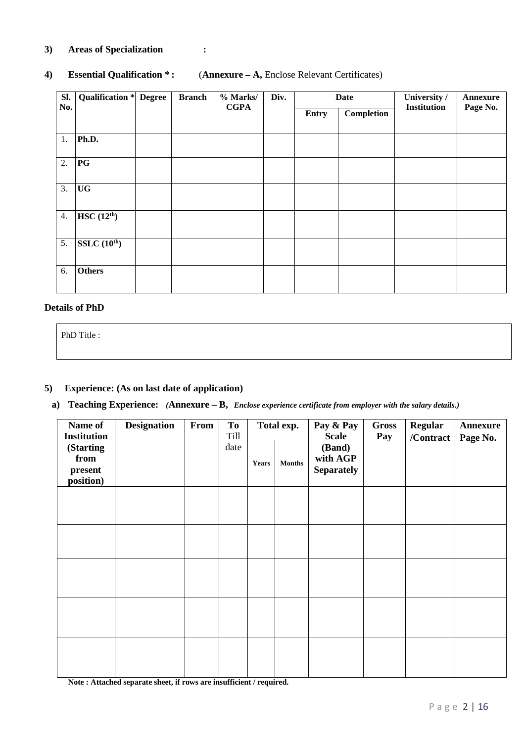**3) Areas of Specialization :**

**4) Essential Qualification * :** (**Annexure – A,** Enclose Relevant Certificates)

| Sl. No. | Qualification * | Degree | Branch | % Marks/ CGPA | Div. | Date | | University / Institution | Annexure Page No. |
|---|---|---|---|---|---|---|---|---|---|
| | | | | | | Entry | Completion | | |
| 1. | **Ph.D.** | | | | | | | | |
| 2. | **PG** | | | | | | | | |
| 3. | **UG** | | | | | | | | |
| 4. | **HSC (12th)** | | | | | | | | |
| 5. | **SSLC (10th)** | | | | | | | | |
| 6. | **Others** | | | | | | | | |

**Details of PhD**

| PhD Title : |
|---|

**5) Experience: (As on last date of application)**

**a) Teaching Experience:** *(***Annexure – B,** ***Enclose experience certificate from employer with the salary details.)***

| Name of Institution (Starting from present position) | Designation | From | To Till date | Total exp. | | Pay & Pay Scale (Band) with AGP Separately | Gross Pay | Regular /Contract | Annexure Page No. |
|---|---|---|---|---|---|---|---|---|---|
| | | | | Years | Months | | | | |
| | | | | | | | | | |
| | | | | | | | | | |
| | | | | | | | | | |
| | | | | | | | | | |
| | | | | | | | | | |

**Note : Attached separate sheet, if rows are insufficient / required.**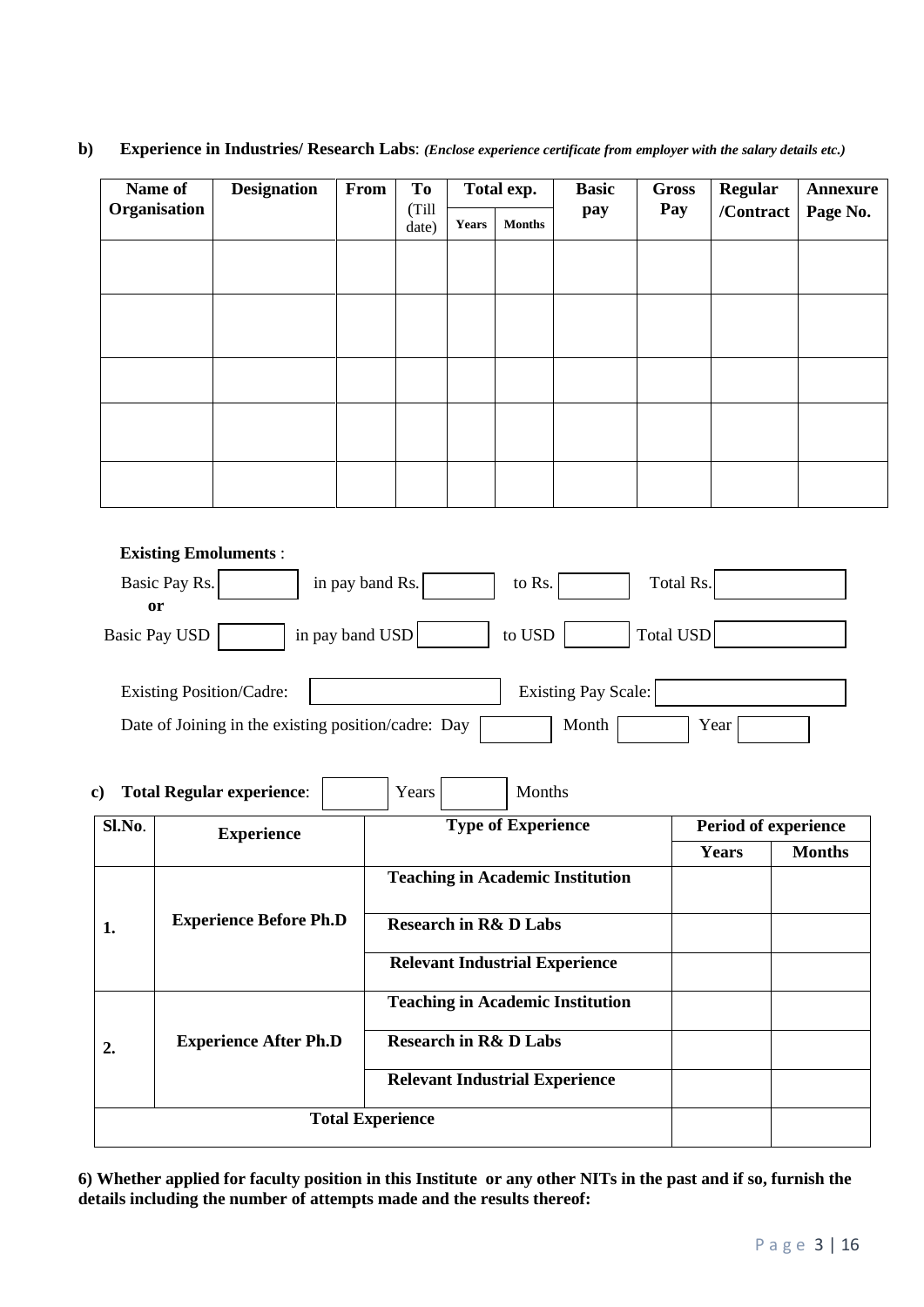**b) Experience in Industries/ Research Labs**: ***(Enclose experience certificate from employer with the salary details etc.)***

| Name of Organisation | Designation | From | To (Till date) | Total exp. | | Basic pay | Gross Pay | Regular /Contract | Annexure Page No. |
|---|---|---|---|---|---|---|---|---|---|
| | | | | Years | Months | | | | |
| | | | | | | | | | |
| | | | | | | | | | |
| | | | | | | | | | |
| | | | | | | | | | |
| | | | | | | | | | |

**Existing Emoluments** :

Basic Pay Rs. ______ in pay band Rs. ______ to Rs. ______ Total Rs. ______

**or**

Basic Pay USD ______ in pay band USD ______ to USD ______ Total USD ______

Existing Position/Cadre: ______ Existing Pay Scale: ______

Date of Joining in the existing position/cadre: Day ______ Month ______ Year ______

**c) Total Regular experience**: ______ Years ______ Months

| Sl.No. | Experience | Type of Experience | Period of experience | |
|---|---|---|---|---|
| | | | **Years** | **Months** |
| **1.** | **Experience Before Ph.D** | **Teaching in Academic Institution** | | |
| | | **Research in R& D Labs** | | |
| | | **Relevant Industrial Experience** | | |
| **2.** | **Experience After Ph.D** | **Teaching in Academic Institution** | | |
| | | **Research in R& D Labs** | | |
| | | **Relevant Industrial Experience** | | |
| **Total Experience** | | | | |

**6) Whether applied for faculty position in this Institute or any other NITs in the past and if so, furnish the details including the number of attempts made and the results thereof:**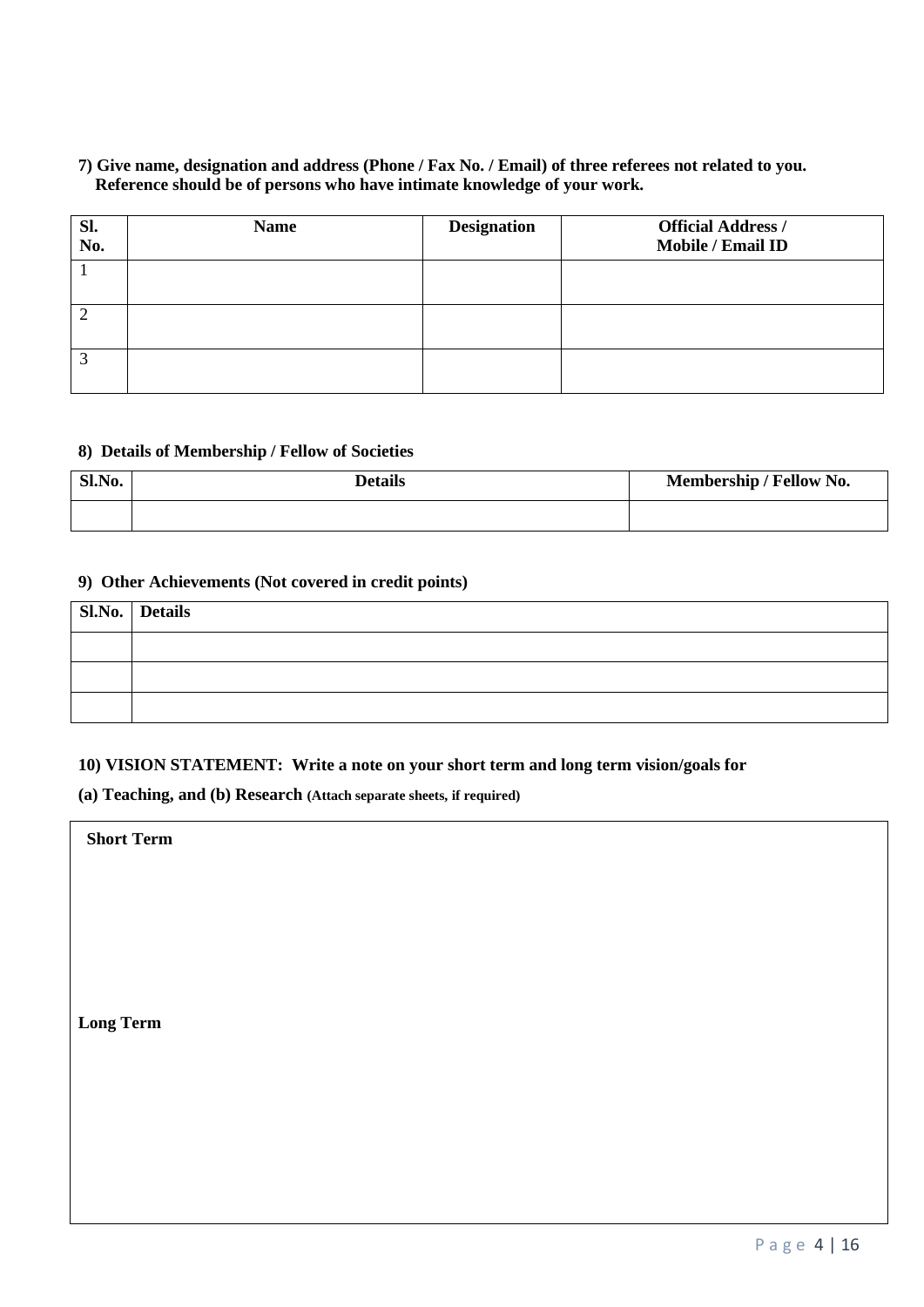**7) Give name, designation and address (Phone / Fax No. / Email) of three referees not related to you. Reference should be of persons who have intimate knowledge of your work.**

| Sl. No. | Name | Designation | Official Address / Mobile / Email ID |
|---|---|---|---|
| 1 | | | |
| 2 | | | |
| 3 | | | |

**8) Details of Membership / Fellow of Societies**

| Sl.No. | Details | Membership / Fellow No. |
|---|---|---|
| | | |

**9) Other Achievements (Not covered in credit points)**

| Sl.No. | Details |
|---|---|
| | |
| | |
| | |

**10) VISION STATEMENT: Write a note on your short term and long term vision/goals for**

**(a) Teaching, and (b) Research (Attach separate sheets, if required)**

| |
|---|
| **Short Term** |
| |
| **Long Term** |
| |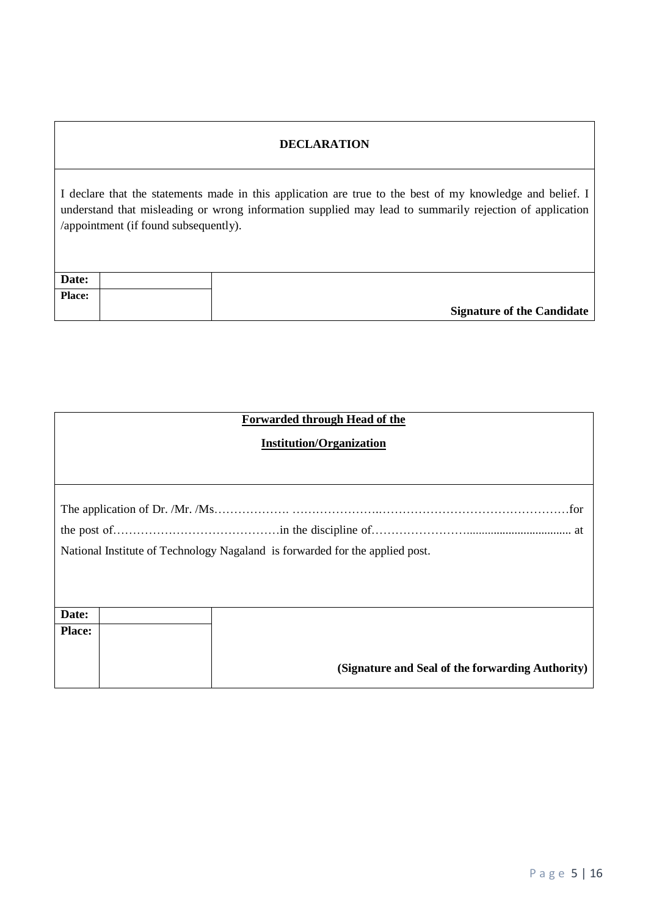| **DECLARATION** | | |
|---|---|---|
| I declare that the statements made in this application are true to the best of my knowledge and belief. I understand that misleading or wrong information supplied may lead to summarily rejection of application /appointment (if found subsequently). | | |
| **Date:** | | **Signature of the Candidate** |
| **Place:** | | |

| **Forwarded through Head of the Institution/Organization** | | |
|---|---|---|
| The application of Dr. /Mr. /Ms………………. …………………..………………………………………for the post of……………………………………in the discipline of…………………….................................. at National Institute of Technology Nagaland is forwarded for the applied post. | | |
| **Date:** | | **(Signature and Seal of the forwarding Authority)** |
| **Place:** | | |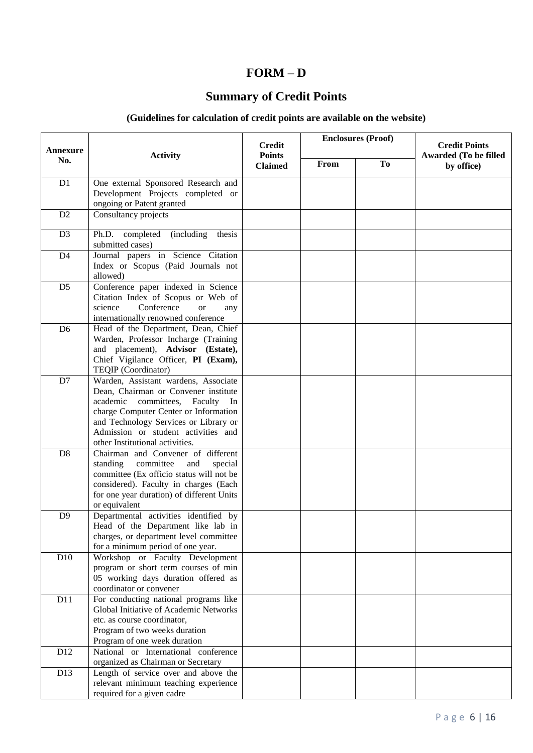# FORM – D

## Summary of Credit Points

### (Guidelines for calculation of credit points are available on the website)

| Annexure No. | Activity | Credit Points Claimed | Enclosures (Proof) | | Credit Points Awarded (To be filled by office) |
|---|---|---|---|---|---|
| | | | From | To | |
| D1 | One external Sponsored Research and Development Projects completed or ongoing or Patent granted | | | | |
| D2 | Consultancy projects | | | | |
| D3 | Ph.D. completed (including thesis submitted cases) | | | | |
| D4 | Journal papers in Science Citation Index or Scopus (Paid Journals not allowed) | | | | |
| D5 | Conference paper indexed in Science Citation Index of Scopus or Web of science Conference or any internationally renowned conference | | | | |
| D6 | Head of the Department, Dean, Chief Warden, Professor Incharge (Training and placement), **Advisor (Estate),** Chief Vigilance Officer, **PI (Exam),** TEQIP (Coordinator) | | | | |
| D7 | Warden, Assistant wardens, Associate Dean, Chairman or Convener institute academic committees, Faculty In charge Computer Center or Information and Technology Services or Library or Admission or student activities and other Institutional activities. | | | | |
| D8 | Chairman and Convener of different standing committee and special committee (Ex officio status will not be considered). Faculty in charges (Each for one year duration) of different Units or equivalent | | | | |
| D9 | Departmental activities identified by Head of the Department like lab in charges, or department level committee for a minimum period of one year. | | | | |
| D10 | Workshop or Faculty Development program or short term courses of min 05 working days duration offered as coordinator or convener | | | | |
| D11 | For conducting national programs like Global Initiative of Academic Networks etc. as course coordinator,<br>Program of two weeks duration<br>Program of one week duration | | | | |
| D12 | National or International conference organized as Chairman or Secretary | | | | |
| D13 | Length of service over and above the relevant minimum teaching experience required for a given cadre | | | | |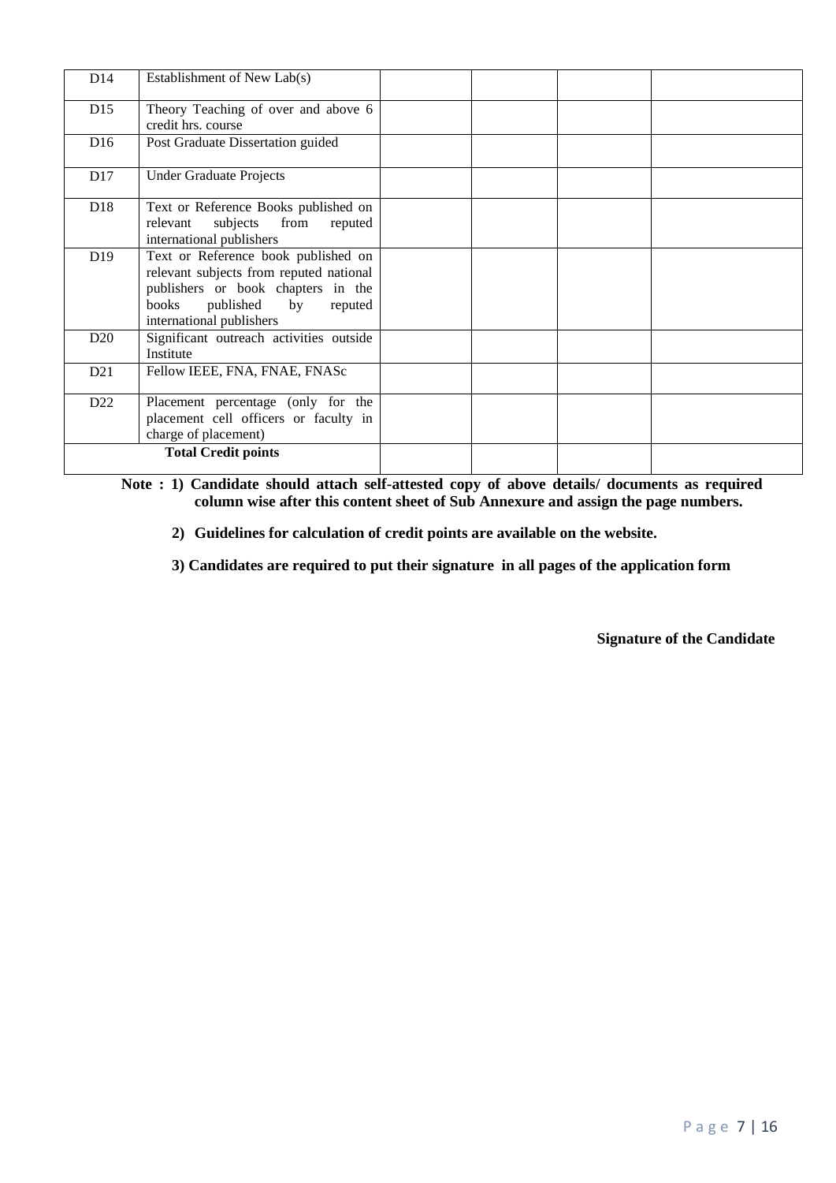| | | | | | |
|---|---|---|---|---|---|
| D14 | Establishment of New Lab(s) | | | | |
| D15 | Theory Teaching of over and above 6 credit hrs. course | | | | |
| D16 | Post Graduate Dissertation guided | | | | |
| D17 | Under Graduate Projects | | | | |
| D18 | Text or Reference Books published on relevant subjects from reputed international publishers | | | | |
| D19 | Text or Reference book published on relevant subjects from reputed national publishers or book chapters in the books published by reputed international publishers | | | | |
| D20 | Significant outreach activities outside Institute | | | | |
| D21 | Fellow IEEE, FNA, FNAE, FNASc | | | | |
| D22 | Placement percentage (only for the placement cell officers or faculty in charge of placement) | | | | |
| | **Total Credit points** | | | | |

**Note : 1) Candidate should attach self-attested copy of above details/ documents as required column wise after this content sheet of Sub Annexure and assign the page numbers.**

**2) Guidelines for calculation of credit points are available on the website.**

**3) Candidates are required to put their signature in all pages of the application form**

**Signature of the Candidate**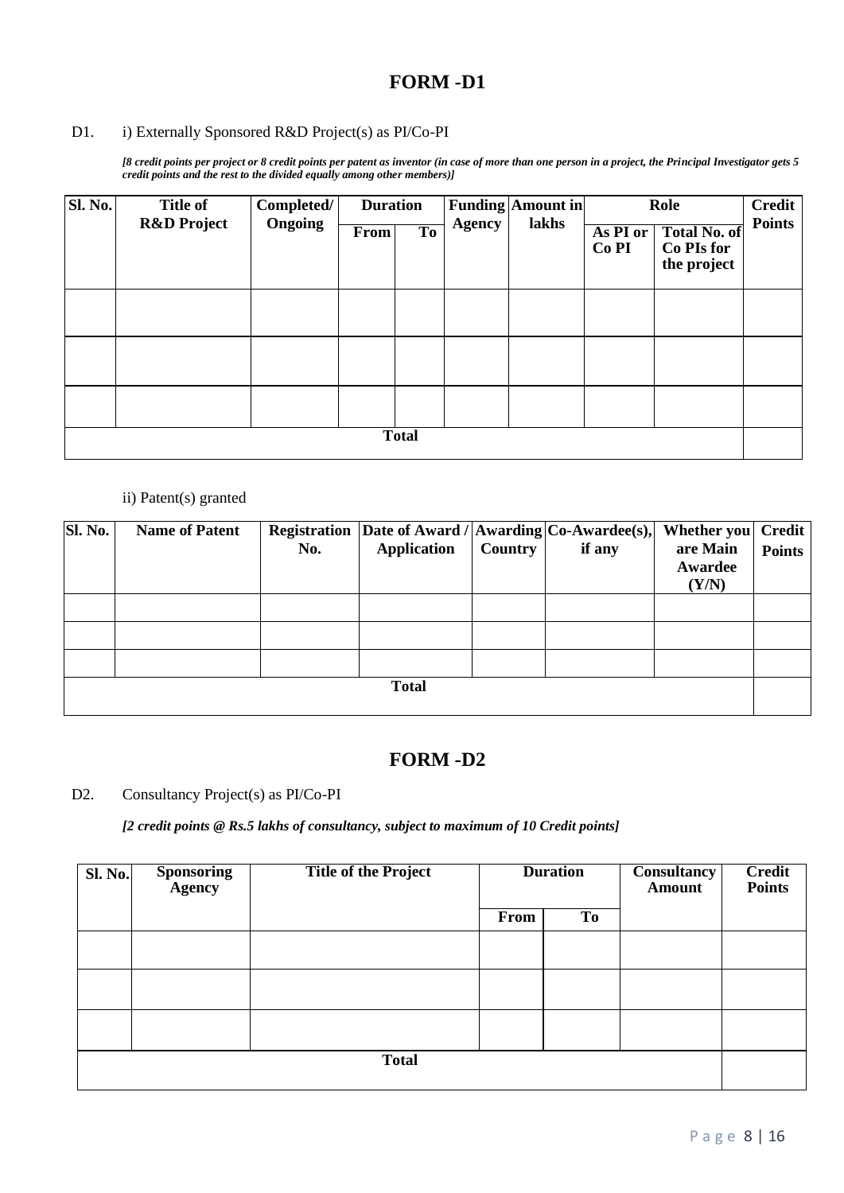# FORM -D1

D1. i) Externally Sponsored R&D Project(s) as PI/Co-PI

*[8 credit points per project or 8 credit points per patent as inventor (in case of more than one person in a project, the Principal Investigator gets 5 credit points and the rest to the divided equally among other members)]*

| Sl. No. | Title of R&D Project | Completed/ Ongoing | Duration | | Funding Agency | Amount in lakhs | Role | | Credit Points |
|---|---|---|---|---|---|---|---|---|---|
| | | | From | To | | | As PI or Co PI | Total No. of Co PIs for the project | |
| | | | | | | | | | |
| | | | | | | | | | |
| | | | | | | | | | |
| **Total** | | | | | | | | | |

ii) Patent(s) granted

| Sl. No. | Name of Patent | Registration No. | Date of Award / Application | Awarding Country | Co-Awardee(s), if any | Whether you are Main Awardee (Y/N) | Credit Points |
|---|---|---|---|---|---|---|---|
| | | | | | | | |
| | | | | | | | |
| | | | | | | | |
| **Total** | | | | | | | |

# FORM -D2

D2. Consultancy Project(s) as PI/Co-PI

*[2 credit points @ Rs.5 lakhs of consultancy, subject to maximum of 10 Credit points]*

| Sl. No. | Sponsoring Agency | Title of the Project | Duration | | Consultancy Amount | Credit Points |
|---|---|---|---|---|---|---|
| | | | From | To | | |
| | | | | | | |
| | | | | | | |
| | | | | | | |
| **Total** | | | | | | |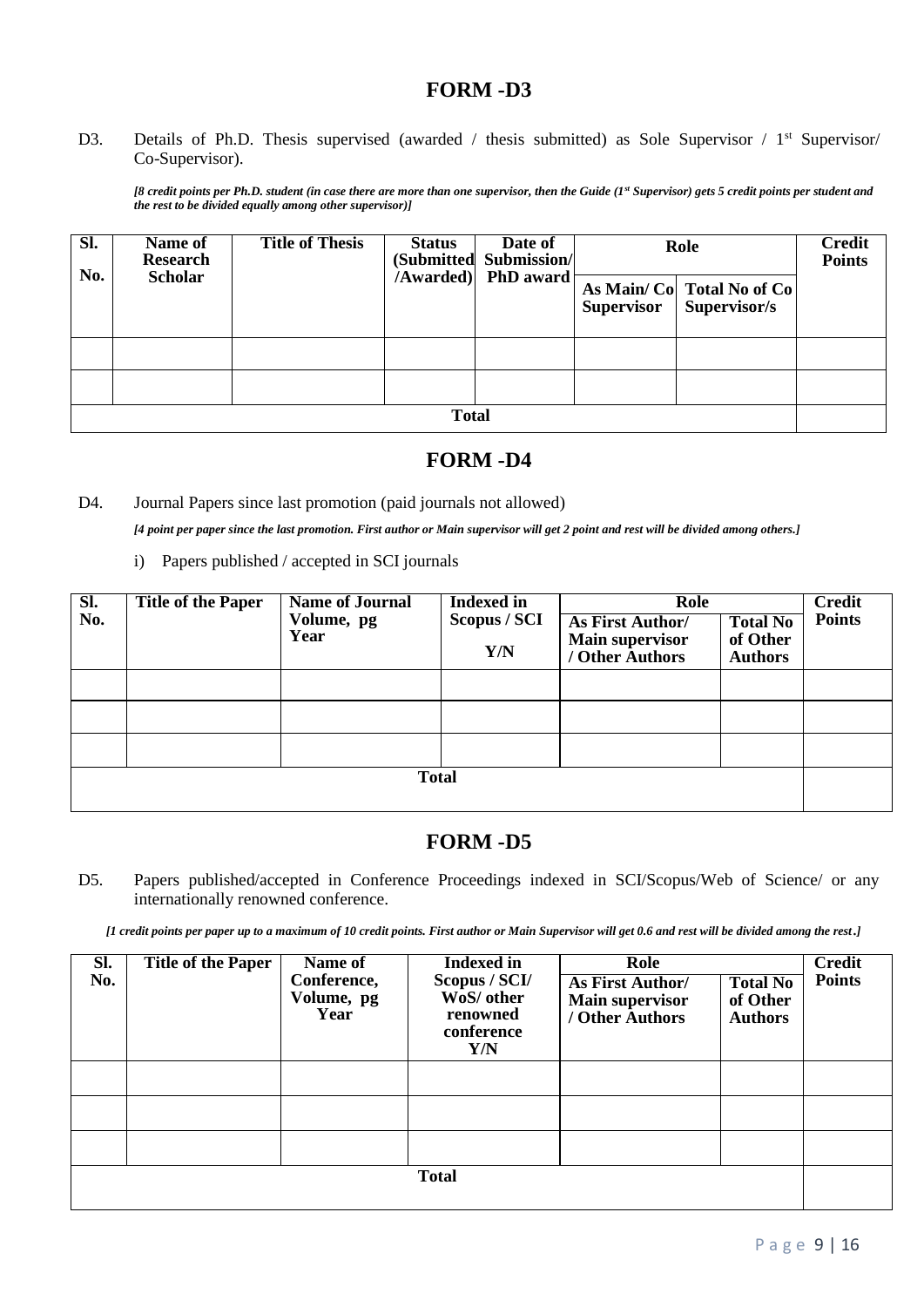# FORM -D3

D3. Details of Ph.D. Thesis supervised (awarded / thesis submitted) as Sole Supervisor / 1st Supervisor/ Co-Supervisor).

***[8 credit points per Ph.D. student (in case there are more than one supervisor, then the Guide (1st Supervisor) gets 5 credit points per student and the rest to be divided equally among other supervisor)]***

| Sl. No. | Name of Research Scholar | Title of Thesis | Status (Submitted /Awarded) | Date of Submission/ PhD award | Role | | Credit Points |
|---|---|---|---|---|---|---|---|
| | | | | | As Main/ Co Supervisor | Total No of Co Supervisor/s | |
| | | | | | | | |
| | | | | | | | |
| **Total** | | | | | | | |

# FORM -D4

D4. Journal Papers since last promotion (paid journals not allowed)

***[4 point per paper since the last promotion. First author or Main supervisor will get 2 point and rest will be divided among others.]***

i) Papers published / accepted in SCI journals

| Sl. No. | Title of the Paper | Name of Journal Volume, pg Year | Indexed in Scopus / SCI Y/N | Role | | Credit Points |
|---|---|---|---|---|---|---|
| | | | | As First Author/ Main supervisor / Other Authors | Total No of Other Authors | |
| | | | | | | |
| | | | | | | |
| | | | | | | |
| **Total** | | | | | | |

# FORM -D5

D5. Papers published/accepted in Conference Proceedings indexed in SCI/Scopus/Web of Science/ or any internationally renowned conference.

***[1 credit points per paper up to a maximum of 10 credit points. First author or Main Supervisor will get 0.6 and rest will be divided among the rest.]***

| Sl. No. | Title of the Paper | Name of Conference, Volume, pg Year | Indexed in Scopus / SCI/ WoS/ other renowned conference Y/N | Role | | Credit Points |
|---|---|---|---|---|---|---|
| | | | | As First Author/ Main supervisor / Other Authors | Total No of Other Authors | |
| | | | | | | |
| | | | | | | |
| | | | | | | |
| **Total** | | | | | | |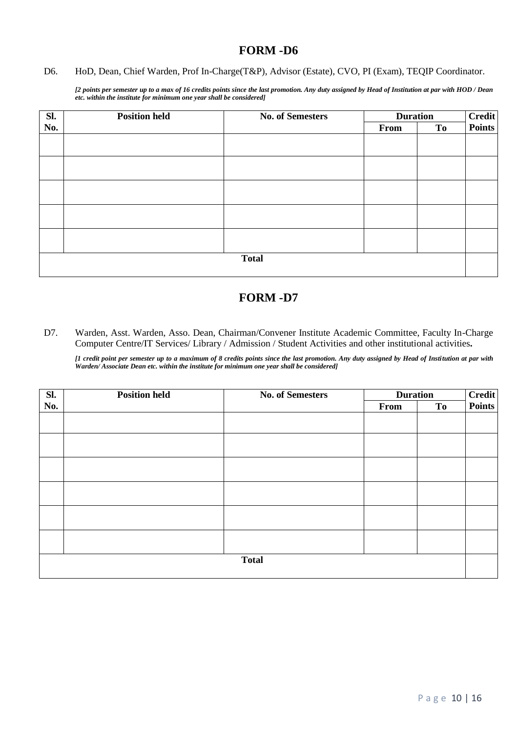# FORM -D6

D6. HoD, Dean, Chief Warden, Prof In-Charge(T&P), Advisor (Estate), CVO, PI (Exam), TEQIP Coordinator.

***[2 points per semester up to a max of 16 credits points since the last promotion. Any duty assigned by Head of Institution at par with HOD / Dean etc. within the institute for minimum one year shall be considered]***

| Sl. No. | Position held | No. of Semesters | Duration | | Credit Points |
|---|---|---|---|---|---|
| | | | From | To | |
| | | | | | |
| | | | | | |
| | | | | | |
| | | | | | |
| | | | | | |
| **Total** | | | | | |

# FORM -D7

D7. Warden, Asst. Warden, Asso. Dean, Chairman/Convener Institute Academic Committee, Faculty In-Charge Computer Centre/IT Services/ Library / Admission / Student Activities and other institutional activities**.**

***[1 credit point per semester up to a maximum of 8 credits points since the last promotion. Any duty assigned by Head of Institution at par with Warden/ Associate Dean etc. within the institute for minimum one year shall be considered]***

| Sl. No. | Position held | No. of Semesters | Duration | | Credit Points |
|---|---|---|---|---|---|
| | | | From | To | |
| | | | | | |
| | | | | | |
| | | | | | |
| | | | | | |
| | | | | | |
| | | | | | |
| **Total** | | | | | |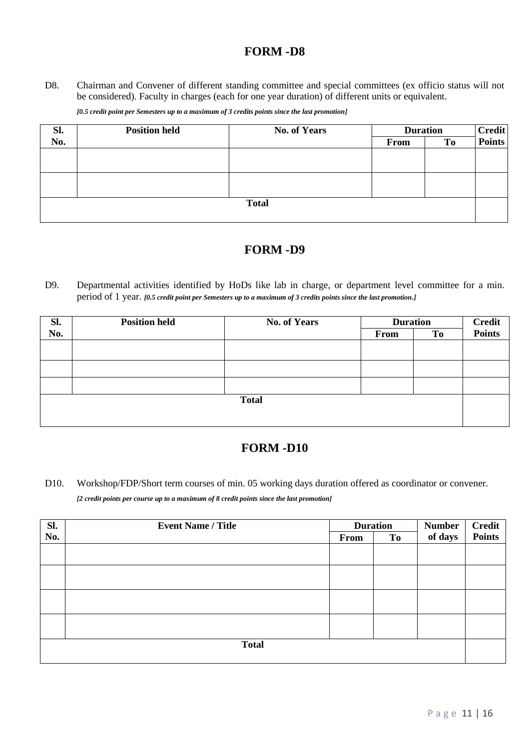## FORM -D8

D8. Chairman and Convener of different standing committee and special committees (ex officio status will not be considered). Faculty in charges (each for one year duration) of different units or equivalent.

***[0.5 credit point per Semesters up to a maximum of 3 credits points since the last promotion]***

| Sl. No. | Position held | No. of Years | Duration | | Credit Points |
|---|---|---|---|---|---|
| | | | From | To | |
| | | | | | |
| | | | | | |
| Total | | | | | |

## FORM -D9

D9. Departmental activities identified by HoDs like lab in charge, or department level committee for a min. period of 1 year. ***[0.5 credit point per Semesters up to a maximum of 3 credits points since the last promotion.]***

| Sl. No. | Position held | No. of Years | Duration | | Credit Points |
|---|---|---|---|---|---|
| | | | From | To | |
| | | | | | |
| | | | | | |
| | | | | | |
| Total | | | | | |

## FORM -D10

D10. Workshop/FDP/Short term courses of min. 05 working days duration offered as coordinator or convener.

***[2 credit points per course up to a maximum of 8 credit points since the last promotion]***

| Sl. No. | Event Name / Title | Duration | | Number of days | Credit Points |
|---|---|---|---|---|---|
| | | From | To | | |
| | | | | | |
| | | | | | |
| | | | | | |
| | | | | | |
| Total | | | | | |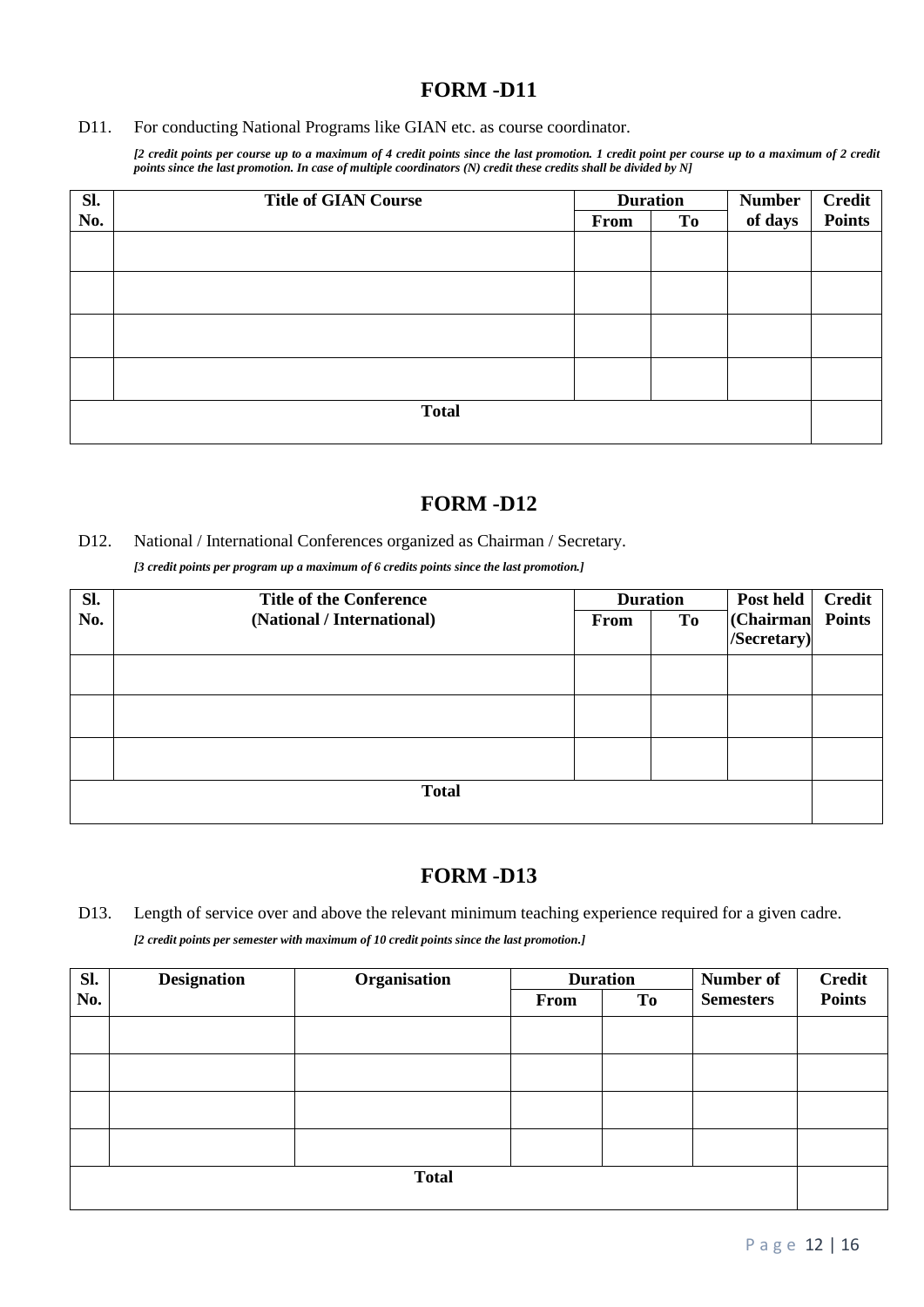## FORM -D11

D11. For conducting National Programs like GIAN etc. as course coordinator.

***[2 credit points per course up to a maximum of 4 credit points since the last promotion. 1 credit point per course up to a maximum of 2 credit points since the last promotion. In case of multiple coordinators (N) credit these credits shall be divided by N]***

| Sl. No. | Title of GIAN Course | Duration | | Number of days | Credit Points |
|---|---|---|---|---|---|
| | | From | To | | |
| | | | | | |
| | | | | | |
| | | | | | |
| | | | | | |
| **Total** | | | | | |

## FORM -D12

D12. National / International Conferences organized as Chairman / Secretary.

***[3 credit points per program up a maximum of 6 credits points since the last promotion.]***

| Sl. No. | Title of the Conference (National / International) | Duration | | Post held (Chairman /Secretary) | Credit Points |
|---|---|---|---|---|---|
| | | From | To | | |
| | | | | | |
| | | | | | |
| | | | | | |
| **Total** | | | | | |

## FORM -D13

D13. Length of service over and above the relevant minimum teaching experience required for a given cadre.

***[2 credit points per semester with maximum of 10 credit points since the last promotion.]***

| Sl. No. | Designation | Organisation | Duration | | Number of Semesters | Credit Points |
|---|---|---|---|---|---|---|
| | | | From | To | | |
| | | | | | | |
| | | | | | | |
| | | | | | | |
| | | | | | | |
| **Total** | | | | | | |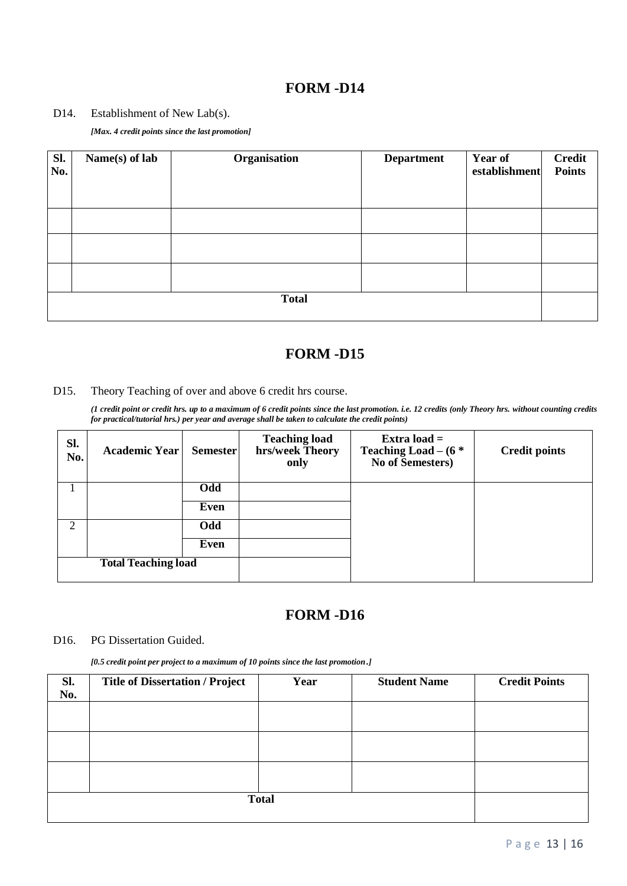## FORM -D14

D14. Establishment of New Lab(s).

***[Max. 4 credit points since the last promotion]***

| Sl. No. | Name(s) of lab | Organisation | Department | Year of establishment | Credit Points |
|---|---|---|---|---|---|
| | | | | | |
| | | | | | |
| | | | | | |
| **Total** | | | | | |

## FORM -D15

D15. Theory Teaching of over and above 6 credit hrs course.

***(1 credit point or credit hrs. up to a maximum of 6 credit points since the last promotion. i.e. 12 credits (only Theory hrs. without counting credits for practical/tutorial hrs.) per year and average shall be taken to calculate the credit points)***

| Sl. No. | Academic Year | Semester | Teaching load hrs/week Theory only | Extra load = Teaching Load – (6 * No of Semesters) | Credit points |
|---|---|---|---|---|---|
| 1 | | **Odd** | | | |
| | | **Even** | | | |
| 2 | | **Odd** | | | |
| | | **Even** | | | |
| **Total Teaching load** | | | | | |

## FORM -D16

D16. PG Dissertation Guided.

***[0.5 credit point per project to a maximum of 10 points since the last promotion.]***

| Sl. No. | Title of Dissertation / Project | Year | Student Name | Credit Points |
|---|---|---|---|---|
| | | | | |
| | | | | |
| | | | | |
| **Total** | | | | |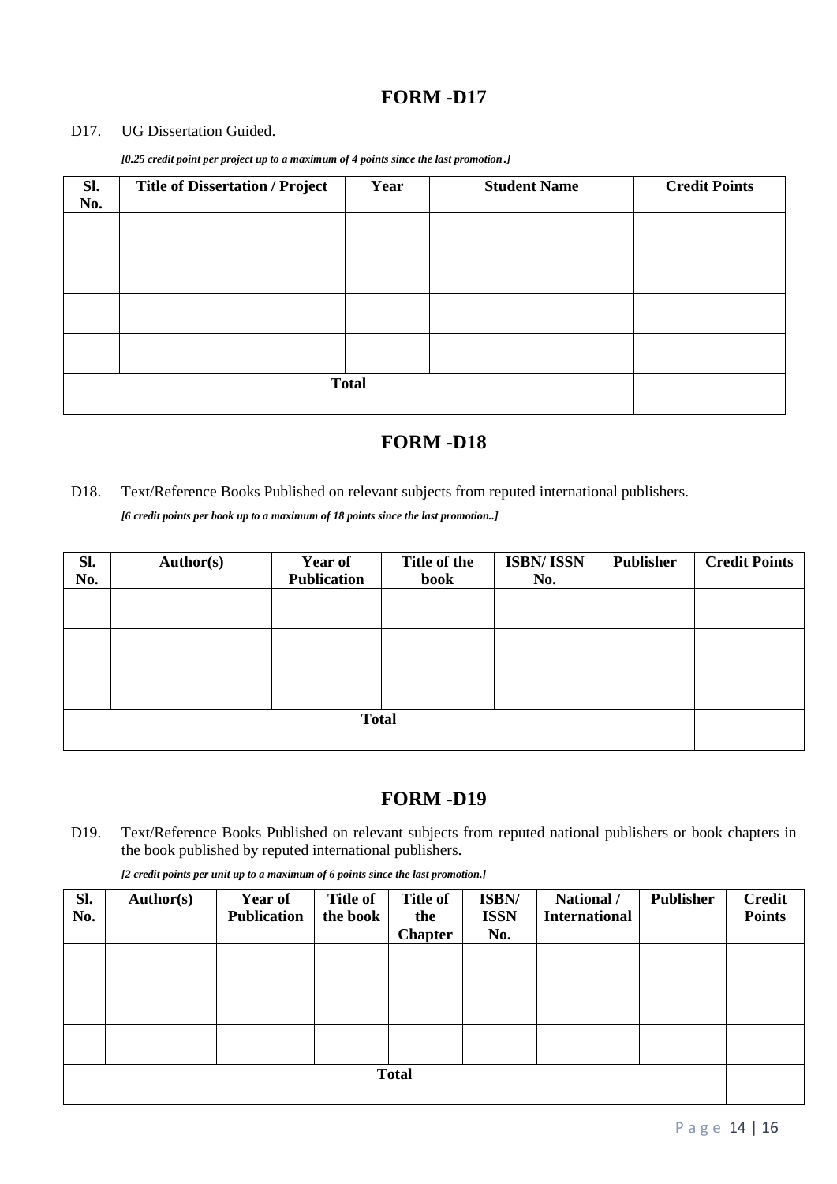# FORM -D17

D17. UG Dissertation Guided.

***[0.25 credit point per project up to a maximum of 4 points since the last promotion.]***

| Sl. No. | Title of Dissertation / Project | Year | Student Name | Credit Points |
|---|---|---|---|---|
| | | | | |
| | | | | |
| | | | | |
| | | | | |
| **Total** | | | | |

# FORM -D18

D18. Text/Reference Books Published on relevant subjects from reputed international publishers.

***[6 credit points per book up to a maximum of 18 points since the last promotion..]***

| Sl. No. | Author(s) | Year of Publication | Title of the book | ISBN/ ISSN No. | Publisher | Credit Points |
|---|---|---|---|---|---|---|
| | | | | | | |
| | | | | | | |
| | | | | | | |
| **Total** | | | | | | |

# FORM -D19

D19. Text/Reference Books Published on relevant subjects from reputed national publishers or book chapters in the book published by reputed international publishers.

***[2 credit points per unit up to a maximum of 6 points since the last promotion.]***

| Sl. No. | Author(s) | Year of Publication | Title of the book | Title of the Chapter | ISBN/ ISSN No. | National / International | Publisher | Credit Points |
|---|---|---|---|---|---|---|---|---|
| | | | | | | | | |
| | | | | | | | | |
| | | | | | | | | |
| **Total** | | | | | | | | |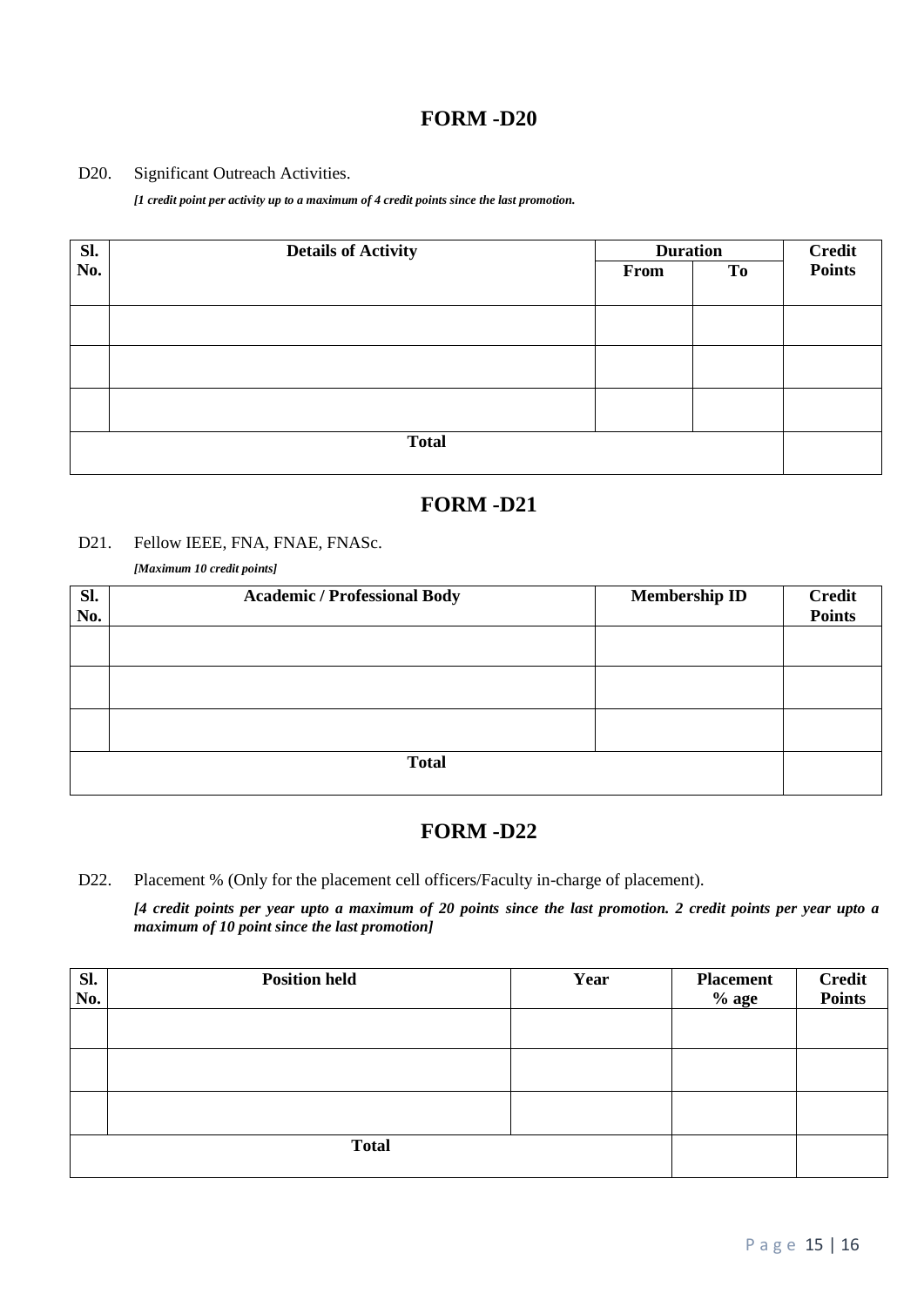## FORM -D20

D20. Significant Outreach Activities.

*[1 credit point per activity up to a maximum of 4 credit points since the last promotion.*

| Sl. No. | Details of Activity | Duration | | Credit Points |
|---|---|---|---|---|
| | | From | To | |
| | | | | |
| | | | | |
| | | | | |
| **Total** | | | | |

## FORM -D21

D21. Fellow IEEE, FNA, FNAE, FNASc.

*[Maximum 10 credit points]*

| Sl. No. | Academic / Professional Body | Membership ID | Credit Points |
|---|---|---|---|
| | | | |
| | | | |
| | | | |
| **Total** | | | |

## FORM -D22

D22. Placement % (Only for the placement cell officers/Faculty in-charge of placement).

***[4 credit points per year upto a maximum of 20 points since the last promotion. 2 credit points per year upto a maximum of 10 point since the last promotion]***

| Sl. No. | Position held | Year | Placement % age | Credit Points |
|---|---|---|---|---|
| | | | | |
| | | | | |
| | | | | |
| **Total** | | | | |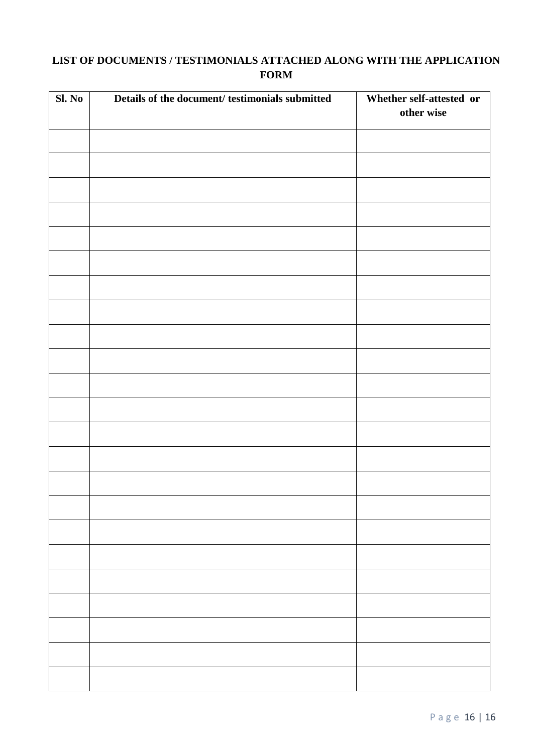**LIST OF DOCUMENTS / TESTIMONIALS ATTACHED ALONG WITH THE APPLICATION FORM**

| Sl. No | Details of the document/ testimonials submitted | Whether self-attested or other wise |
|---|---|---|
| | | |
| | | |
| | | |
| | | |
| | | |
| | | |
| | | |
| | | |
| | | |
| | | |
| | | |
| | | |
| | | |
| | | |
| | | |
| | | |
| | | |
| | | |
| | | |
| | | |
| | | |
| | | |
| | | |